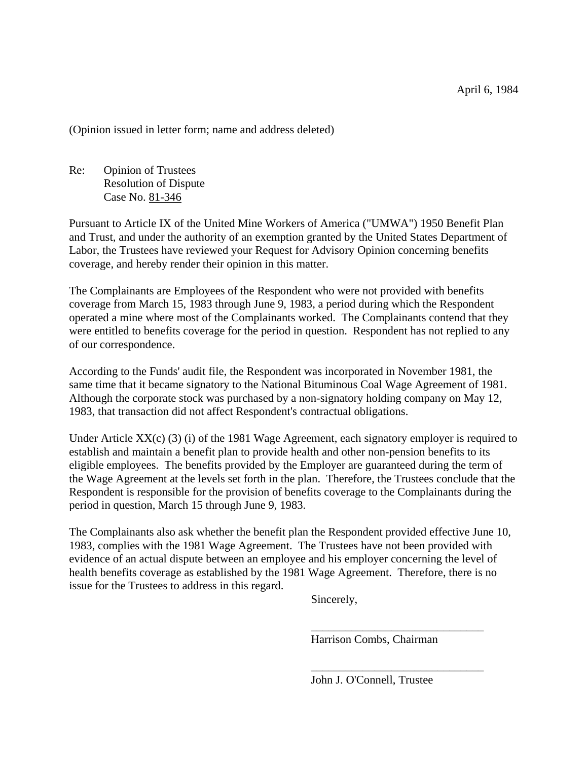April 6, 1984

(Opinion issued in letter form; name and address deleted)

Re: Opinion of Trustees
Resolution of Dispute
Case No. 81-346

Pursuant to Article IX of the United Mine Workers of America ("UMWA") 1950 Benefit Plan and Trust, and under the authority of an exemption granted by the United States Department of Labor, the Trustees have reviewed your Request for Advisory Opinion concerning benefits coverage, and hereby render their opinion in this matter.

The Complainants are Employees of the Respondent who were not provided with benefits coverage from March 15, 1983 through June 9, 1983, a period during which the Respondent operated a mine where most of the Complainants worked. The Complainants contend that they were entitled to benefits coverage for the period in question. Respondent has not replied to any of our correspondence.

According to the Funds' audit file, the Respondent was incorporated in November 1981, the same time that it became signatory to the National Bituminous Coal Wage Agreement of 1981. Although the corporate stock was purchased by a non-signatory holding company on May 12, 1983, that transaction did not affect Respondent's contractual obligations.

Under Article XX(c) (3) (i) of the 1981 Wage Agreement, each signatory employer is required to establish and maintain a benefit plan to provide health and other non-pension benefits to its eligible employees. The benefits provided by the Employer are guaranteed during the term of the Wage Agreement at the levels set forth in the plan. Therefore, the Trustees conclude that the Respondent is responsible for the provision of benefits coverage to the Complainants during the period in question, March 15 through June 9, 1983.

The Complainants also ask whether the benefit plan the Respondent provided effective June 10, 1983, complies with the 1981 Wage Agreement. The Trustees have not been provided with evidence of an actual dispute between an employee and his employer concerning the level of health benefits coverage as established by the 1981 Wage Agreement. Therefore, there is no issue for the Trustees to address in this regard.

Sincerely,

______________________________
Harrison Combs, Chairman

______________________________
John J. O'Connell, Trustee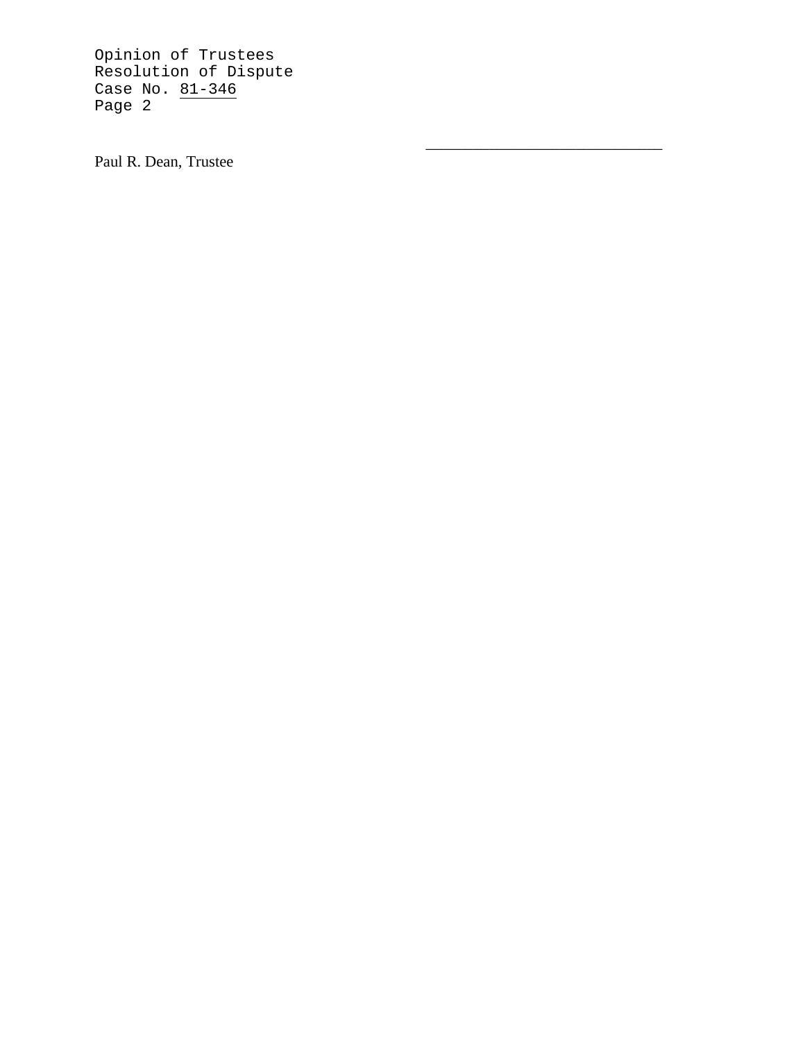Paul R. Dean, Trustee